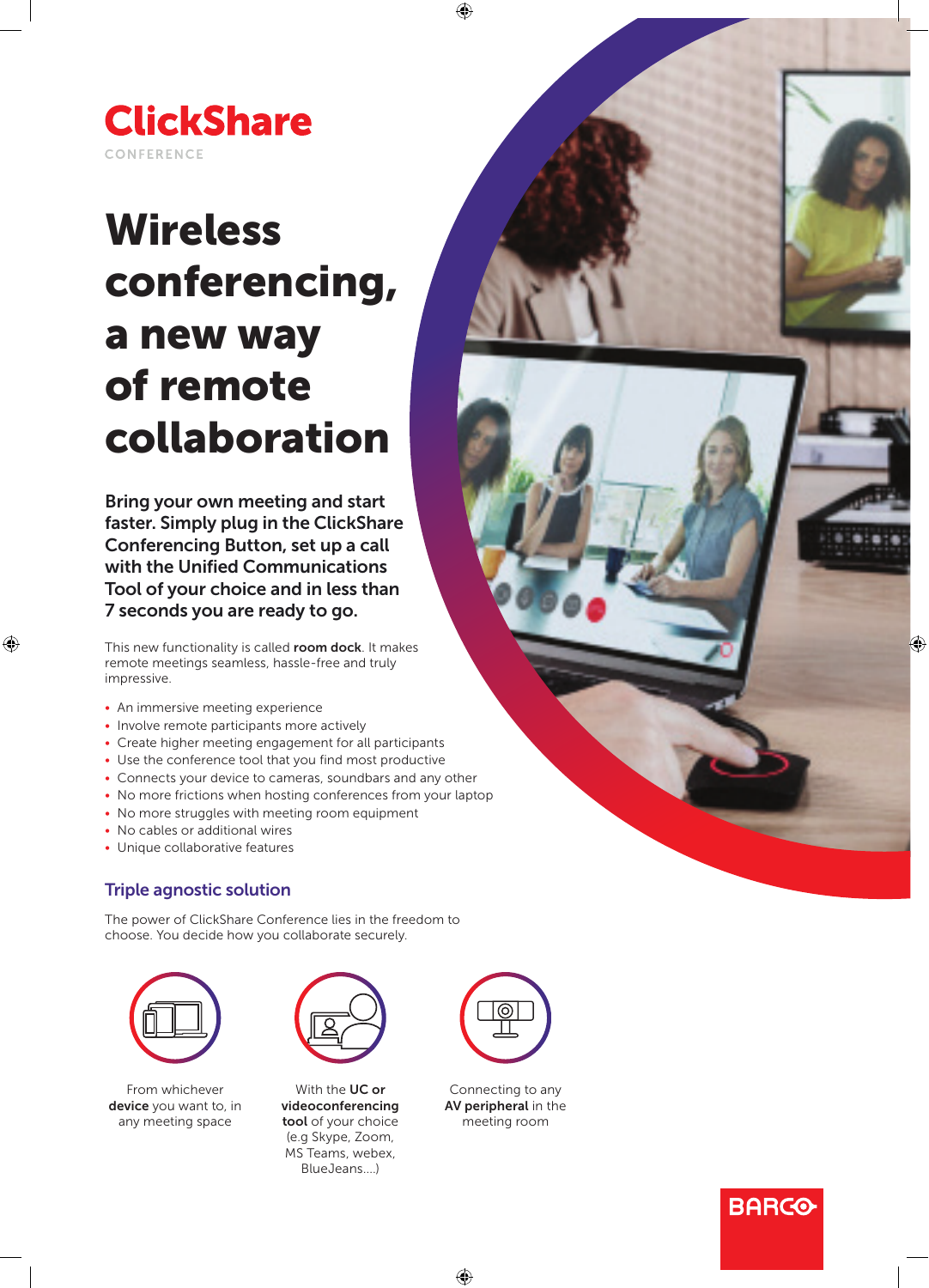# ClickShare

CONFERENCE

# Wireless conferencing, a new way of remote collaboration

**Bring your own meeting and start faster. Simply plug in the ClickShare Conferencing Button, set up a call with the Unified Communications Tool of your choice and in less than 7 seconds you are ready to go.**

This new functionality is called **room dock**. It makes remote meetings seamless, hassle-free and truly impressive.

- An immersive meeting experience
- Involve remote participants more actively
- Create higher meeting engagement for all participants
- Use the conference tool that you find most productive
- Connects your device to cameras, soundbars and any other
- No more frictions when hosting conferences from your laptop
- No more struggles with meeting room equipment
- No cables or additional wires
- Unique collaborative features

## Triple agnostic solution

The power of ClickShare Conference lies in the freedom to choose. You decide how you collaborate securely.

From whichever **device** you want to, in any meeting space

With the **UC or videoconferencing tool** of your choice (e.g Skype, Zoom, MS Teams, webex, BlueJeans....)

Connecting to any **AV peripheral** in the meeting room

BARCO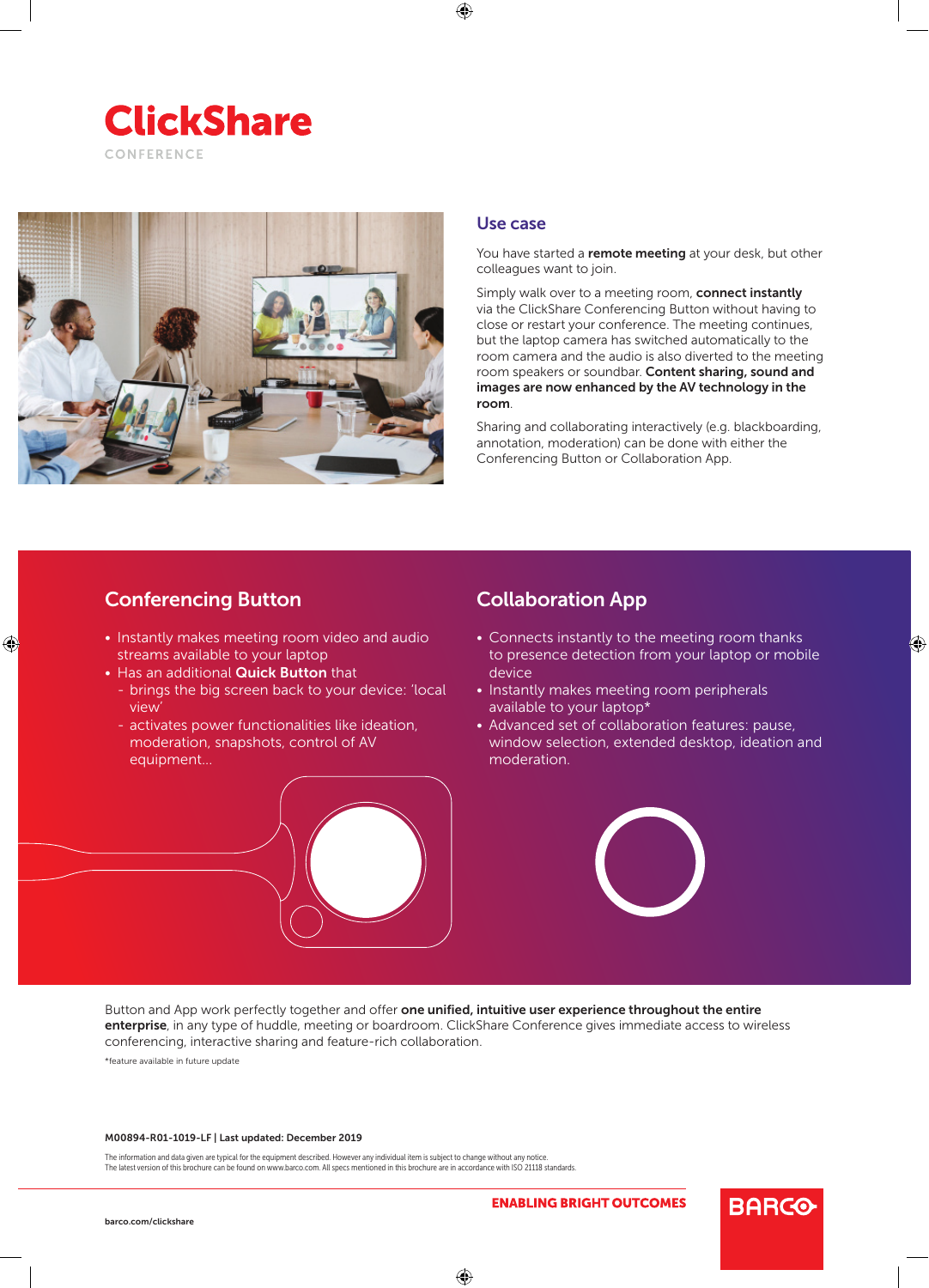# ClickShare

CONFERENCE

## Use case

You have started a **remote meeting** at your desk, but other colleagues want to join.

Simply walk over to a meeting room, **connect instantly** via the ClickShare Conferencing Button without having to close or restart your conference. The meeting continues, but the laptop camera has switched automatically to the room camera and the audio is also diverted to the meeting room speakers or soundbar. **Content sharing, sound and images are now enhanced by the AV technology in the room**.

Sharing and collaborating interactively (e.g. blackboarding, annotation, moderation) can be done with either the Conferencing Button or Collaboration App.

## Conferencing Button

- Instantly makes meeting room video and audio streams available to your laptop
- Has an additional **Quick Button** that
  - brings the big screen back to your device: 'local view'
  - activates power functionalities like ideation, moderation, snapshots, control of AV equipment...

## Collaboration App

- Connects instantly to the meeting room thanks to presence detection from your laptop or mobile device
- Instantly makes meeting room peripherals available to your laptop*
- Advanced set of collaboration features: pause, window selection, extended desktop, ideation and moderation.

Button and App work perfectly together and offer **one unified, intuitive user experience throughout the entire enterprise**, in any type of huddle, meeting or boardroom. ClickShare Conference gives immediate access to wireless conferencing, interactive sharing and feature-rich collaboration.

*feature available in future update

**M00894-R01-1019-LF | Last updated: December 2019**

The information and data given are typical for the equipment described. However any individual item is subject to change without any notice.
The latest version of this brochure can be found on www.barco.com. All specs mentioned in this brochure are in accordance with ISO 21118 standards.

**ENABLING BRIGHT OUTCOMES**

BARCO

barco.com/clickshare